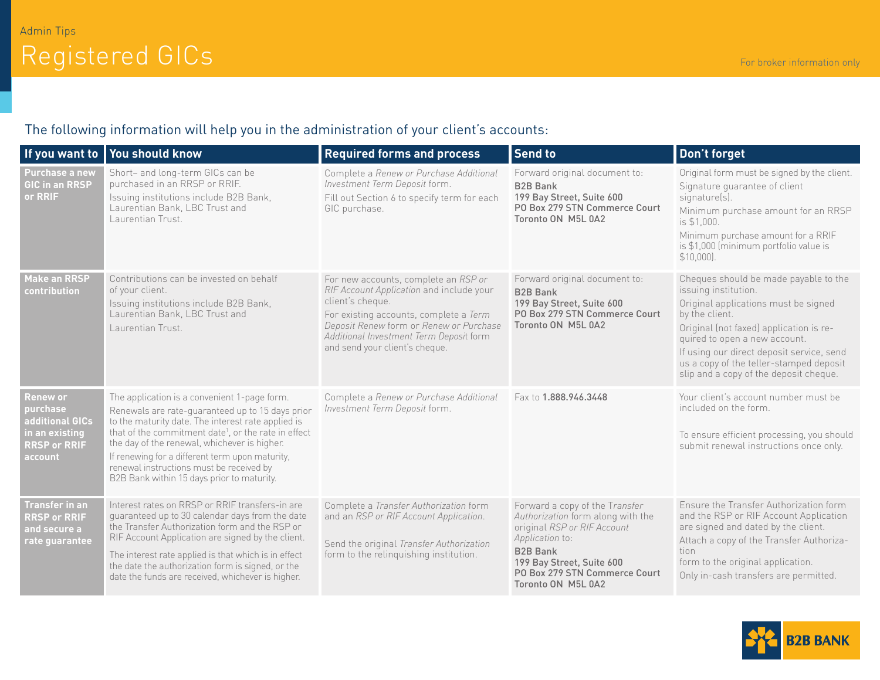Admin Tips

# Registered GICs

For broker information only

The following information will help you in the administration of your client's accounts:

| If you want to | You should know | Required forms and process | Send to | Don't forget |
|---|---|---|---|---|
| **Purchase a new GIC in an RRSP or RRIF** | Short– and long-term GICs can be purchased in an RRSP or RRIF. Issuing institutions include B2B Bank, Laurentian Bank, LBC Trust and Laurentian Trust. | Complete a *Renew or Purchase Additional Investment Term Deposit* form. Fill out Section 6 to specify term for each GIC purchase. | Forward original document to: **B2B Bank 199 Bay Street, Suite 600 PO Box 279 STN Commerce Court Toronto ON M5L 0A2** | Original form must be signed by the client. Signature guarantee of client signature(s). Minimum purchase amount for an RRSP is $1,000. Minimum purchase amount for a RRIF is $1,000 (minimum portfolio value is $10,000). |
| **Make an RRSP contribution** | Contributions can be invested on behalf of your client. Issuing institutions include B2B Bank, Laurentian Bank, LBC Trust and Laurentian Trust. | For new accounts, complete an *RSP or RIF Account Application* and include your client's cheque. For existing accounts, complete a *Term Deposit Renew* form or *Renew or Purchase Additional Investment Term Deposit* form and send your client's cheque. | Forward original document to: **B2B Bank 199 Bay Street, Suite 600 PO Box 279 STN Commerce Court Toronto ON M5L 0A2** | Cheques should be made payable to the issuing institution. Original applications must be signed by the client. Original (not faxed) application is required to open a new account. If using our direct deposit service, send us a copy of the teller-stamped deposit slip and a copy of the deposit cheque. |
| **Renew or purchase additional GICs in an existing RRSP or RRIF account** | The application is a convenient 1-page form. Renewals are rate-guaranteed up to 15 days prior to the maturity date. The interest rate applied is that of the commitment date[1], or the rate in effect the day of the renewal, whichever is higher. If renewing for a different term upon maturity, renewal instructions must be received by B2B Bank within 15 days prior to maturity. | Complete a *Renew or Purchase Additional Investment Term Deposit* form. | Fax to **1.888.946.3448** | Your client's account number must be included on the form. To ensure efficient processing, you should submit renewal instructions once only. |
| **Transfer in an RRSP or RRIF and secure a rate guarantee** | Interest rates on RRSP or RRIF transfers-in are guaranteed up to 30 calendar days from the date the Transfer Authorization form and the RSP or RIF Account Application are signed by the client. The interest rate applied is that which is in effect the date the authorization form is signed, or the date the funds are received, whichever is higher. | Complete a *Transfer Authorization* form and an *RSP or RIF Account Application*. Send the original *Transfer Authorization* form to the relinquishing institution. | Forward a copy of the *Transfer Authorization* form along with the original *RSP or RIF Account Application* to: **B2B Bank 199 Bay Street, Suite 600 PO Box 279 STN Commerce Court Toronto ON M5L 0A2** | Ensure the Transfer Authorization form and the RSP or RIF Account Application are signed and dated by the client. Attach a copy of the Transfer Authorization form to the original application. Only in-cash transfers are permitted. |

B2B BANK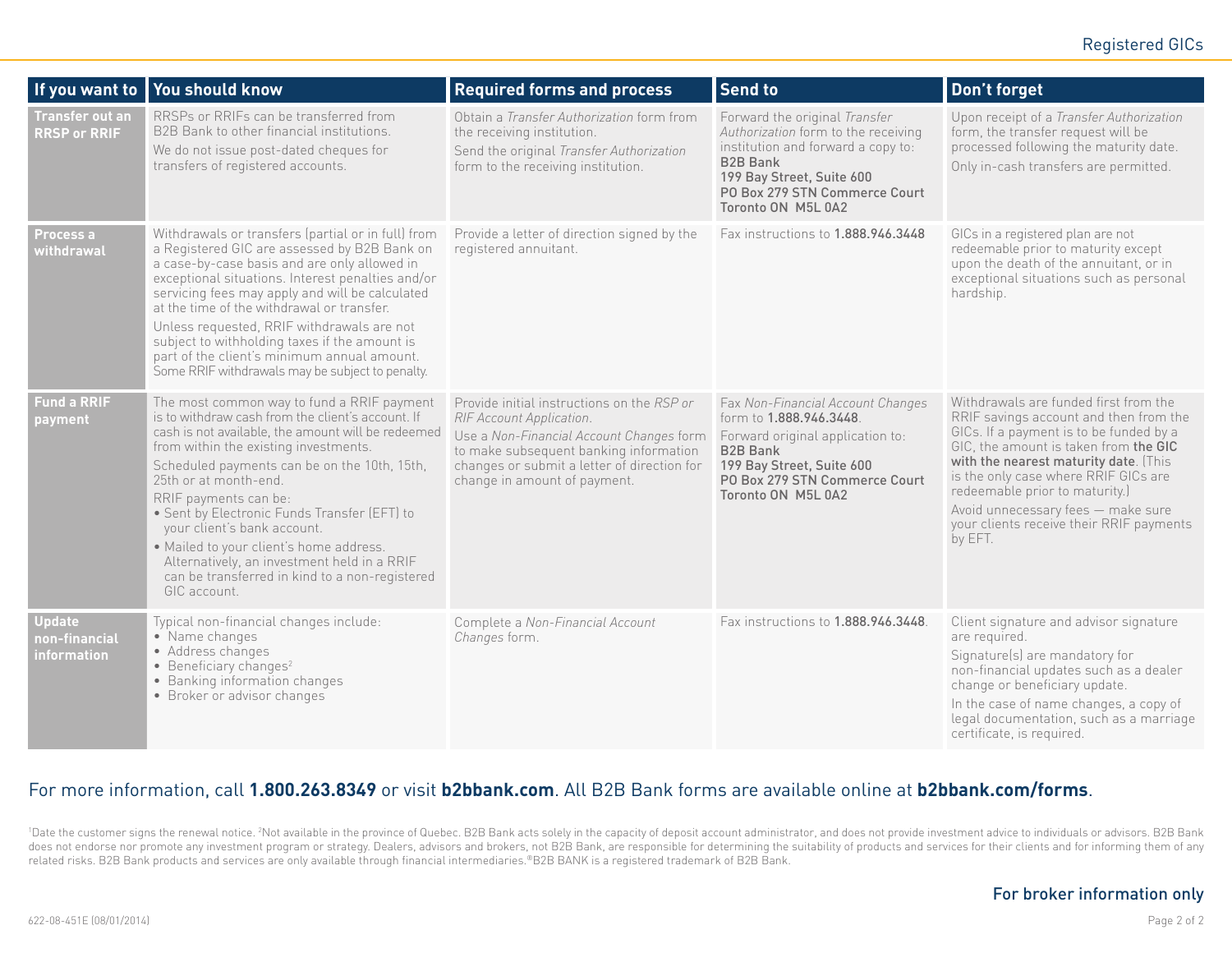| If you want to | You should know | Required forms and process | Send to | Don't forget |
|---|---|---|---|---|
| **Transfer out an RRSP or RRIF** | RRSPs or RRIFs can be transferred from B2B Bank to other financial institutions. We do not issue post-dated cheques for transfers of registered accounts. | Obtain a *Transfer Authorization* form from the receiving institution. Send the original *Transfer Authorization* form to the receiving institution. | Forward the original *Transfer Authorization* form to the receiving institution and forward a copy to: **B2B Bank 199 Bay Street, Suite 600 PO Box 279 STN Commerce Court Toronto ON M5L 0A2** | Upon receipt of a *Transfer Authorization* form, the transfer request will be processed following the maturity date. Only in-cash transfers are permitted. |
| **Process a withdrawal** | Withdrawals or transfers (partial or in full) from a Registered GIC are assessed by B2B Bank on a case-by-case basis and are only allowed in exceptional situations. Interest penalties and/or servicing fees may apply and will be calculated at the time of the withdrawal or transfer. Unless requested, RRIF withdrawals are not subject to withholding taxes if the amount is part of the client's minimum annual amount. Some RRIF withdrawals may be subject to penalty. | Provide a letter of direction signed by the registered annuitant. | Fax instructions to **1.888.946.3448** | GICs in a registered plan are not redeemable prior to maturity except upon the death of the annuitant, or in exceptional situations such as personal hardship. |
| **Fund a RRIF payment** | The most common way to fund a RRIF payment is to withdraw cash from the client's account. If cash is not available, the amount will be redeemed from within the existing investments. Scheduled payments can be on the 10th, 15th, 25th or at month-end. RRIF payments can be: • Sent by Electronic Funds Transfer (EFT) to your client's bank account. • Mailed to your client's home address. Alternatively, an investment held in a RRIF can be transferred in kind to a non-registered GIC account. | Provide initial instructions on the *RSP or RIF Account Application*. Use a *Non-Financial Account Changes* form to make subsequent banking information changes or submit a letter of direction for change in amount of payment. | Fax *Non-Financial Account Changes* form to **1.888.946.3448**. Forward original application to: **B2B Bank 199 Bay Street, Suite 600 PO Box 279 STN Commerce Court Toronto ON M5L 0A2** | Withdrawals are funded first from the RRIF savings account and then from the GICs. If a payment is to be funded by a GIC, the amount is taken from **the GIC with the nearest maturity date**. (This is the only case where RRIF GICs are redeemable prior to maturity.) Avoid unnecessary fees — make sure your clients receive their RRIF payments by EFT. |
| **Update non-financial information** | Typical non-financial changes include: • Name changes • Address changes • Beneficiary changes[2] • Banking information changes • Broker or advisor changes | Complete a *Non-Financial Account Changes* form. | Fax instructions to **1.888.946.3448**. | Client signature and advisor signature are required. Signature(s) are mandatory for non-financial updates such as a dealer change or beneficiary update. In the case of name changes, a copy of legal documentation, such as a marriage certificate, is required. |

For more information, call **1.800.263.8349** or visit **b2bbank.com**. All B2B Bank forms are available online at **b2bbank.com/forms**.

[1]Date the customer signs the renewal notice. [2]Not available in the province of Quebec. B2B Bank acts solely in the capacity of deposit account administrator, and does not provide investment advice to individuals or advisors. B2B Bank does not endorse nor promote any investment program or strategy. Dealers, advisors and brokers, not B2B Bank, are responsible for determining the suitability of products and services for their clients and for informing them of any related risks. B2B Bank products and services are only available through financial intermediaries.®B2B BANK is a registered trademark of B2B Bank.

For broker information only

622-08-451E (08/01/2014)